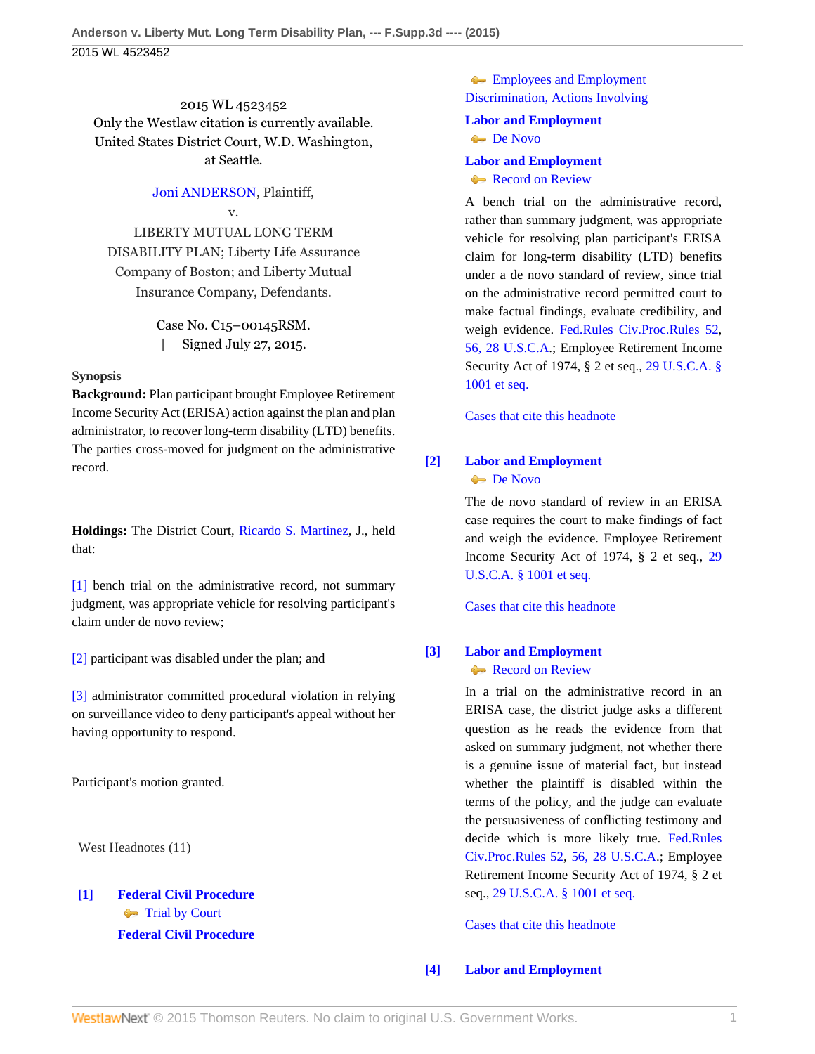2015 WL 4523452
Only the Westlaw citation is currently available.
United States District Court, W.D. Washington,
at Seattle.

Joni ANDERSON, Plaintiff,
v.
LIBERTY MUTUAL LONG TERM DISABILITY PLAN; Liberty Life Assurance Company of Boston; and Liberty Mutual Insurance Company, Defendants.

Case No. C15–00145RSM.
| Signed July 27, 2015.

**Synopsis**

**Background:** Plan participant brought Employee Retirement Income Security Act (ERISA) action against the plan and plan administrator, to recover long-term disability (LTD) benefits. The parties cross-moved for judgment on the administrative record.

**Holdings:** The District Court, Ricardo S. Martinez, J., held that:

[1] bench trial on the administrative record, not summary judgment, was appropriate vehicle for resolving participant's claim under de novo review;

[2] participant was disabled under the plan; and

[3] administrator committed procedural violation in relying on surveillance video to deny participant's appeal without her having opportunity to respond.

Participant's motion granted.

West Headnotes (11)

**[1]** **Federal Civil Procedure**
Trial by Court
**Federal Civil Procedure**
Employees and Employment Discrimination, Actions Involving
**Labor and Employment**
De Novo
**Labor and Employment**
Record on Review

A bench trial on the administrative record, rather than summary judgment, was appropriate vehicle for resolving plan participant's ERISA claim for long-term disability (LTD) benefits under a de novo standard of review, since trial on the administrative record permitted court to make factual findings, evaluate credibility, and weigh evidence. Fed.Rules Civ.Proc.Rules 52, 56, 28 U.S.C.A.; Employee Retirement Income Security Act of 1974, § 2 et seq., 29 U.S.C.A. § 1001 et seq.

Cases that cite this headnote

**[2]** **Labor and Employment**
De Novo

The de novo standard of review in an ERISA case requires the court to make findings of fact and weigh the evidence. Employee Retirement Income Security Act of 1974, § 2 et seq., 29 U.S.C.A. § 1001 et seq.

Cases that cite this headnote

**[3]** **Labor and Employment**
Record on Review

In a trial on the administrative record in an ERISA case, the district judge asks a different question as he reads the evidence from that asked on summary judgment, not whether there is a genuine issue of material fact, but instead whether the plaintiff is disabled within the terms of the policy, and the judge can evaluate the persuasiveness of conflicting testimony and decide which is more likely true. Fed.Rules Civ.Proc.Rules 52, 56, 28 U.S.C.A.; Employee Retirement Income Security Act of 1974, § 2 et seq., 29 U.S.C.A. § 1001 et seq.

Cases that cite this headnote

**[4]** **Labor and Employment**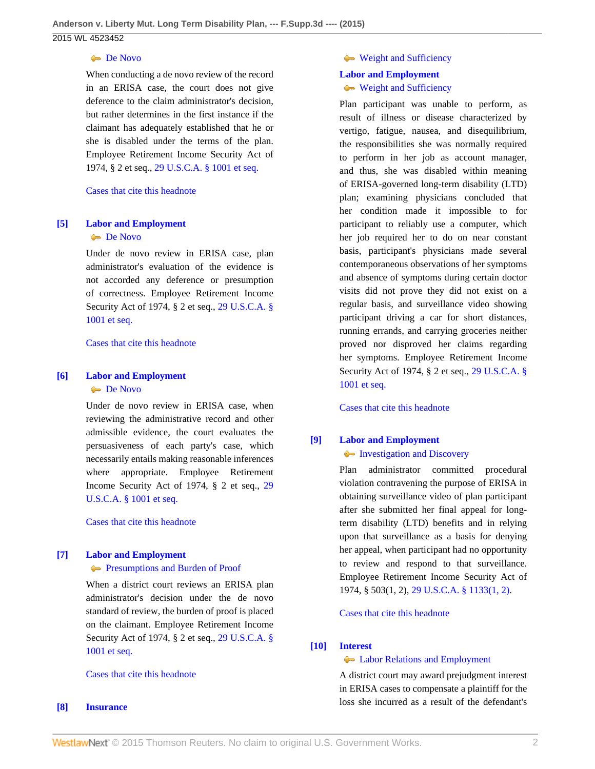De Novo

When conducting a de novo review of the record in an ERISA case, the court does not give deference to the claim administrator's decision, but rather determines in the first instance if the claimant has adequately established that he or she is disabled under the terms of the plan. Employee Retirement Income Security Act of 1974, § 2 et seq., 29 U.S.C.A. § 1001 et seq.

Cases that cite this headnote

**[5] Labor and Employment**

De Novo

Under de novo review in ERISA case, plan administrator's evaluation of the evidence is not accorded any deference or presumption of correctness. Employee Retirement Income Security Act of 1974, § 2 et seq., 29 U.S.C.A. § 1001 et seq.

Cases that cite this headnote

**[6] Labor and Employment**

De Novo

Under de novo review in ERISA case, when reviewing the administrative record and other admissible evidence, the court evaluates the persuasiveness of each party's case, which necessarily entails making reasonable inferences where appropriate. Employee Retirement Income Security Act of 1974, § 2 et seq., 29 U.S.C.A. § 1001 et seq.

Cases that cite this headnote

**[7] Labor and Employment**

Presumptions and Burden of Proof

When a district court reviews an ERISA plan administrator's decision under the de novo standard of review, the burden of proof is placed on the claimant. Employee Retirement Income Security Act of 1974, § 2 et seq., 29 U.S.C.A. § 1001 et seq.

Cases that cite this headnote

**[8] Insurance**

Weight and Sufficiency

**Labor and Employment**

Weight and Sufficiency

Plan participant was unable to perform, as result of illness or disease characterized by vertigo, fatigue, nausea, and disequilibrium, the responsibilities she was normally required to perform in her job as account manager, and thus, she was disabled within meaning of ERISA-governed long-term disability (LTD) plan; examining physicians concluded that her condition made it impossible to for participant to reliably use a computer, which her job required her to do on near constant basis, participant's physicians made several contemporaneous observations of her symptoms and absence of symptoms during certain doctor visits did not prove they did not exist on a regular basis, and surveillance video showing participant driving a car for short distances, running errands, and carrying groceries neither proved nor disproved her claims regarding her symptoms. Employee Retirement Income Security Act of 1974, § 2 et seq., 29 U.S.C.A. § 1001 et seq.

Cases that cite this headnote

**[9] Labor and Employment**

Investigation and Discovery

Plan administrator committed procedural violation contravening the purpose of ERISA in obtaining surveillance video of plan participant after she submitted her final appeal for long-term disability (LTD) benefits and in relying upon that surveillance as a basis for denying her appeal, when participant had no opportunity to review and respond to that surveillance. Employee Retirement Income Security Act of 1974, § 503(1, 2), 29 U.S.C.A. § 1133(1, 2).

Cases that cite this headnote

**[10] Interest**

Labor Relations and Employment

A district court may award prejudgment interest in ERISA cases to compensate a plaintiff for the loss she incurred as a result of the defendant's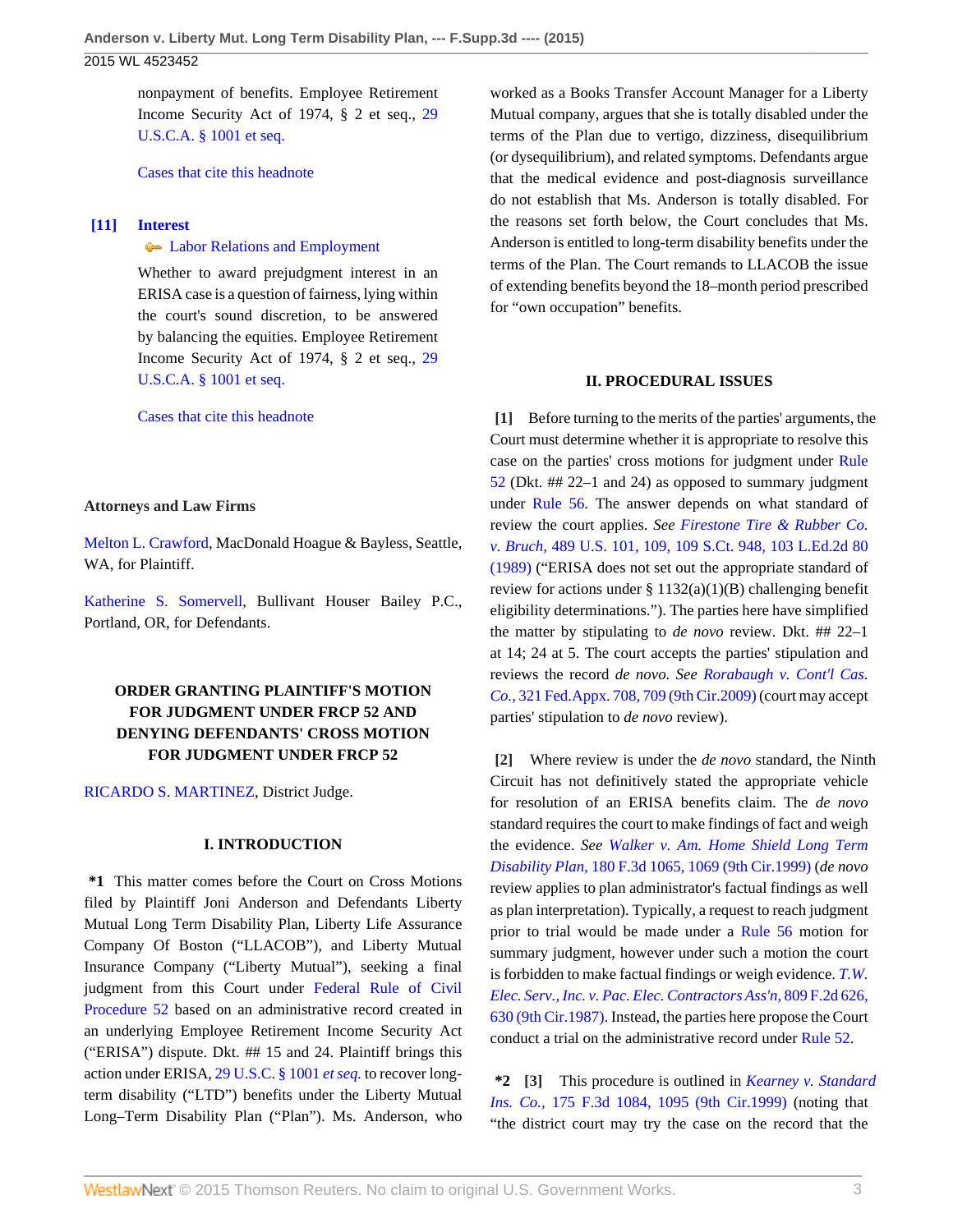nonpayment of benefits. Employee Retirement Income Security Act of 1974, § 2 et seq., 29 U.S.C.A. § 1001 et seq.

Cases that cite this headnote

**[11] Interest**

Labor Relations and Employment

Whether to award prejudgment interest in an ERISA case is a question of fairness, lying within the court's sound discretion, to be answered by balancing the equities. Employee Retirement Income Security Act of 1974, § 2 et seq., 29 U.S.C.A. § 1001 et seq.

Cases that cite this headnote

**Attorneys and Law Firms**

Melton L. Crawford, MacDonald Hoague & Bayless, Seattle, WA, for Plaintiff.

Katherine S. Somervell, Bullivant Houser Bailey P.C., Portland, OR, for Defendants.

**ORDER GRANTING PLAINTIFF'S MOTION FOR JUDGMENT UNDER FRCP 52 AND DENYING DEFENDANTS' CROSS MOTION FOR JUDGMENT UNDER FRCP 52**

RICARDO S. MARTINEZ, District Judge.

## I. INTRODUCTION

**\*1** This matter comes before the Court on Cross Motions filed by Plaintiff Joni Anderson and Defendants Liberty Mutual Long Term Disability Plan, Liberty Life Assurance Company Of Boston ("LLACOB"), and Liberty Mutual Insurance Company ("Liberty Mutual"), seeking a final judgment from this Court under Federal Rule of Civil Procedure 52 based on an administrative record created in an underlying Employee Retirement Income Security Act ("ERISA") dispute. Dkt. ## 15 and 24. Plaintiff brings this action under ERISA, 29 U.S.C. § 1001 *et seq.* to recover long-term disability ("LTD") benefits under the Liberty Mutual Long–Term Disability Plan ("Plan"). Ms. Anderson, who worked as a Books Transfer Account Manager for a Liberty Mutual company, argues that she is totally disabled under the terms of the Plan due to vertigo, dizziness, disequilibrium (or dysequilibrium), and related symptoms. Defendants argue that the medical evidence and post-diagnosis surveillance do not establish that Ms. Anderson is totally disabled. For the reasons set forth below, the Court concludes that Ms. Anderson is entitled to long-term disability benefits under the terms of the Plan. The Court remands to LLACOB the issue of extending benefits beyond the 18–month period prescribed for "own occupation" benefits.

## II. PROCEDURAL ISSUES

**[1]** Before turning to the merits of the parties' arguments, the Court must determine whether it is appropriate to resolve this case on the parties' cross motions for judgment under Rule 52 (Dkt. ## 22–1 and 24) as opposed to summary judgment under Rule 56. The answer depends on what standard of review the court applies. *See Firestone Tire & Rubber Co. v. Bruch,* 489 U.S. 101, 109, 109 S.Ct. 948, 103 L.Ed.2d 80 (1989) ("ERISA does not set out the appropriate standard of review for actions under § 1132(a)(1)(B) challenging benefit eligibility determinations."). The parties here have simplified the matter by stipulating to *de novo* review. Dkt. ## 22–1 at 14; 24 at 5. The court accepts the parties' stipulation and reviews the record *de novo. See Rorabaugh v. Cont'l Cas. Co.,* 321 Fed.Appx. 708, 709 (9th Cir.2009) (court may accept parties' stipulation to *de novo* review).

**[2]** Where review is under the *de novo* standard, the Ninth Circuit has not definitively stated the appropriate vehicle for resolution of an ERISA benefits claim. The *de novo* standard requires the court to make findings of fact and weigh the evidence. *See Walker v. Am. Home Shield Long Term Disability Plan,* 180 F.3d 1065, 1069 (9th Cir.1999) (*de novo* review applies to plan administrator's factual findings as well as plan interpretation). Typically, a request to reach judgment prior to trial would be made under a Rule 56 motion for summary judgment, however under such a motion the court is forbidden to make factual findings or weigh evidence. *T.W. Elec. Serv., Inc. v. Pac. Elec. Contractors Ass'n,* 809 F.2d 626, 630 (9th Cir.1987). Instead, the parties here propose the Court conduct a trial on the administrative record under Rule 52.

**\*2 [3]** This procedure is outlined in *Kearney v. Standard Ins. Co.,* 175 F.3d 1084, 1095 (9th Cir.1999) (noting that "the district court may try the case on the record that the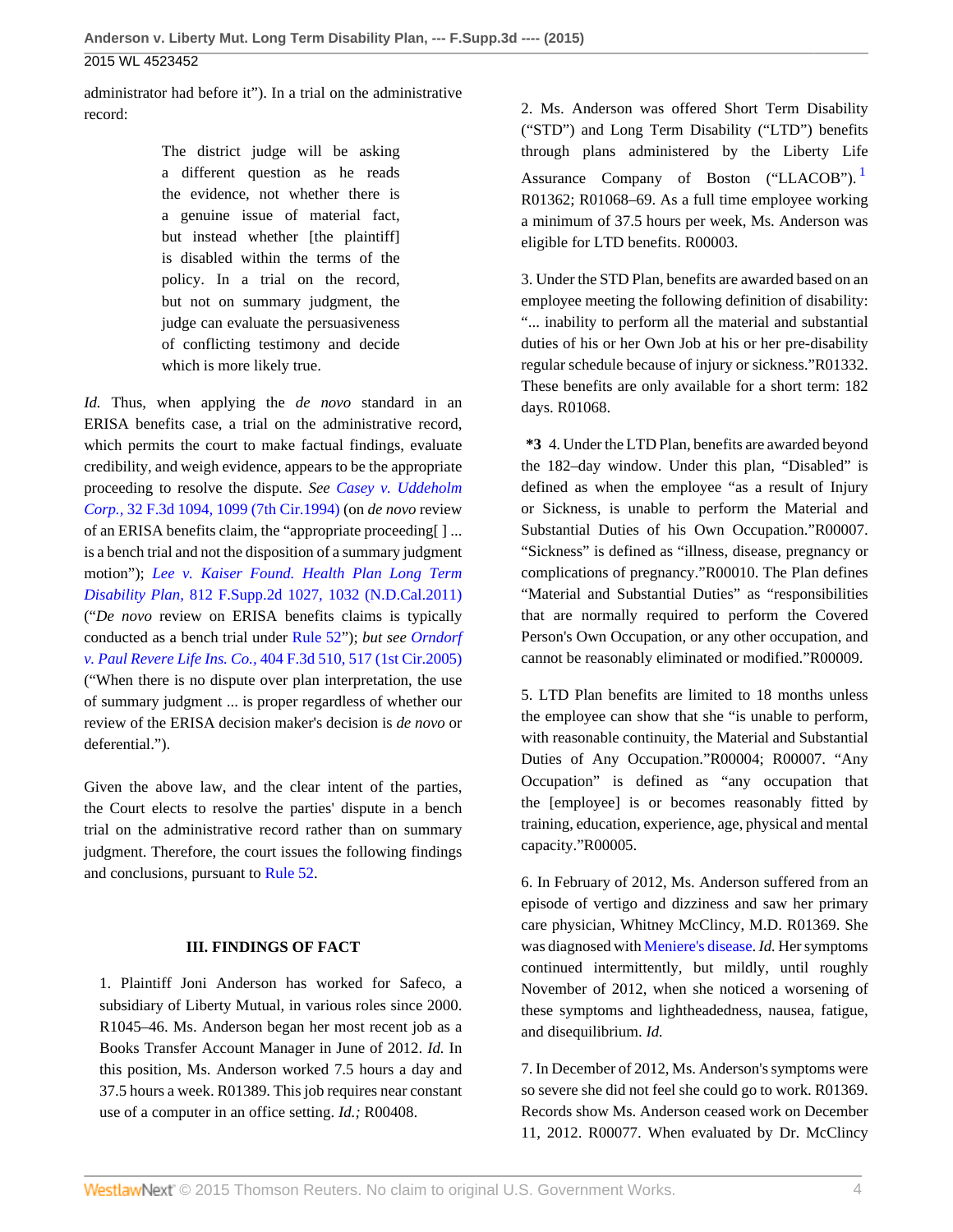administrator had before it"). In a trial on the administrative record:

> The district judge will be asking a different question as he reads the evidence, not whether there is a genuine issue of material fact, but instead whether [the plaintiff] is disabled within the terms of the policy. In a trial on the record, but not on summary judgment, the judge can evaluate the persuasiveness of conflicting testimony and decide which is more likely true.

*Id.* Thus, when applying the *de novo* standard in an ERISA benefits case, a trial on the administrative record, which permits the court to make factual findings, evaluate credibility, and weigh evidence, appears to be the appropriate proceeding to resolve the dispute. *See Casey v. Uddeholm Corp.,* 32 F.3d 1094, 1099 (7th Cir.1994) (on *de novo* review of an ERISA benefits claim, the "appropriate proceeding[ ] ... is a bench trial and not the disposition of a summary judgment motion"); *Lee v. Kaiser Found. Health Plan Long Term Disability Plan,* 812 F.Supp.2d 1027, 1032 (N.D.Cal.2011) ("*De novo* review on ERISA benefits claims is typically conducted as a bench trial under Rule 52"); *but see Orndorf v. Paul Revere Life Ins. Co.,* 404 F.3d 510, 517 (1st Cir.2005) ("When there is no dispute over plan interpretation, the use of summary judgment ... is proper regardless of whether our review of the ERISA decision maker's decision is *de novo* or deferential.").

Given the above law, and the clear intent of the parties, the Court elects to resolve the parties' dispute in a bench trial on the administrative record rather than on summary judgment. Therefore, the court issues the following findings and conclusions, pursuant to Rule 52.

## III. FINDINGS OF FACT

1. Plaintiff Joni Anderson has worked for Safeco, a subsidiary of Liberty Mutual, in various roles since 2000. R1045–46. Ms. Anderson began her most recent job as a Books Transfer Account Manager in June of 2012. *Id.* In this position, Ms. Anderson worked 7.5 hours a day and 37.5 hours a week. R01389. This job requires near constant use of a computer in an office setting. *Id.;* R00408.

2. Ms. Anderson was offered Short Term Disability ("STD") and Long Term Disability ("LTD") benefits through plans administered by the Liberty Life Assurance Company of Boston ("LLACOB").[1] R01362; R01068–69. As a full time employee working a minimum of 37.5 hours per week, Ms. Anderson was eligible for LTD benefits. R00003.

3. Under the STD Plan, benefits are awarded based on an employee meeting the following definition of disability: "... inability to perform all the material and substantial duties of his or her Own Job at his or her pre-disability regular schedule because of injury or sickness."R01332. These benefits are only available for a short term: 182 days. R01068.

**\*3** 4. Under the LTD Plan, benefits are awarded beyond the 182–day window. Under this plan, "Disabled" is defined as when the employee "as a result of Injury or Sickness, is unable to perform the Material and Substantial Duties of his Own Occupation."R00007. "Sickness" is defined as "illness, disease, pregnancy or complications of pregnancy."R00010. The Plan defines "Material and Substantial Duties" as "responsibilities that are normally required to perform the Covered Person's Own Occupation, or any other occupation, and cannot be reasonably eliminated or modified."R00009.

5. LTD Plan benefits are limited to 18 months unless the employee can show that she "is unable to perform, with reasonable continuity, the Material and Substantial Duties of Any Occupation."R00004; R00007. "Any Occupation" is defined as "any occupation that the [employee] is or becomes reasonably fitted by training, education, experience, age, physical and mental capacity."R00005.

6. In February of 2012, Ms. Anderson suffered from an episode of vertigo and dizziness and saw her primary care physician, Whitney McClincy, M.D. R01369. She was diagnosed with Meniere's disease. *Id.* Her symptoms continued intermittently, but mildly, until roughly November of 2012, when she noticed a worsening of these symptoms and lightheadedness, nausea, fatigue, and disequilibrium. *Id.*

7. In December of 2012, Ms. Anderson's symptoms were so severe she did not feel she could go to work. R01369. Records show Ms. Anderson ceased work on December 11, 2012. R00077. When evaluated by Dr. McClincy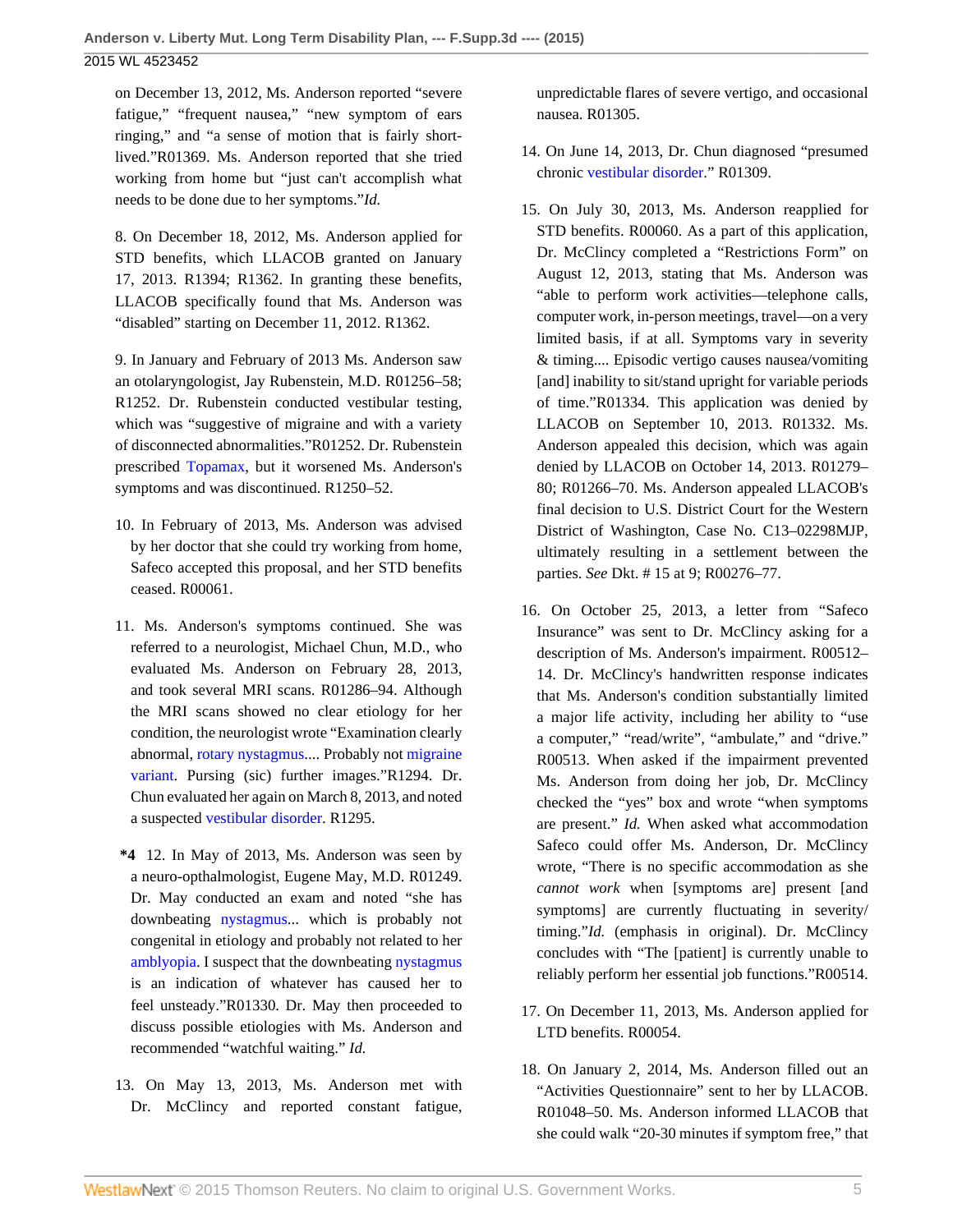on December 13, 2012, Ms. Anderson reported "severe fatigue," "frequent nausea," "new symptom of ears ringing," and "a sense of motion that is fairly short-lived."R01369. Ms. Anderson reported that she tried working from home but "just can't accomplish what needs to be done due to her symptoms."*Id.*

8. On December 18, 2012, Ms. Anderson applied for STD benefits, which LLACOB granted on January 17, 2013. R1394; R1362. In granting these benefits, LLACOB specifically found that Ms. Anderson was "disabled" starting on December 11, 2012. R1362.

9. In January and February of 2013 Ms. Anderson saw an otolaryngologist, Jay Rubenstein, M.D. R01256–58; R1252. Dr. Rubenstein conducted vestibular testing, which was "suggestive of migraine and with a variety of disconnected abnormalities."R01252. Dr. Rubenstein prescribed Topamax, but it worsened Ms. Anderson's symptoms and was discontinued. R1250–52.

10. In February of 2013, Ms. Anderson was advised by her doctor that she could try working from home, Safeco accepted this proposal, and her STD benefits ceased. R00061.

11. Ms. Anderson's symptoms continued. She was referred to a neurologist, Michael Chun, M.D., who evaluated Ms. Anderson on February 28, 2013, and took several MRI scans. R01286–94. Although the MRI scans showed no clear etiology for her condition, the neurologist wrote "Examination clearly abnormal, rotary nystagmus.... Probably not migraine variant. Pursing (sic) further images."R1294. Dr. Chun evaluated her again on March 8, 2013, and noted a suspected vestibular disorder. R1295.

**\*4** 12. In May of 2013, Ms. Anderson was seen by a neuro-opthalmologist, Eugene May, M.D. R01249. Dr. May conducted an exam and noted "she has downbeating nystagmus... which is probably not congenital in etiology and probably not related to her amblyopia. I suspect that the downbeating nystagmus is an indication of whatever has caused her to feel unsteady."R01330. Dr. May then proceeded to discuss possible etiologies with Ms. Anderson and recommended "watchful waiting." *Id.*

13. On May 13, 2013, Ms. Anderson met with Dr. McClincy and reported constant fatigue, unpredictable flares of severe vertigo, and occasional nausea. R01305.

14. On June 14, 2013, Dr. Chun diagnosed "presumed chronic vestibular disorder." R01309.

15. On July 30, 2013, Ms. Anderson reapplied for STD benefits. R00060. As a part of this application, Dr. McClincy completed a "Restrictions Form" on August 12, 2013, stating that Ms. Anderson was "able to perform work activities—telephone calls, computer work, in-person meetings, travel—on a very limited basis, if at all. Symptoms vary in severity & timing.... Episodic vertigo causes nausea/vomiting [and] inability to sit/stand upright for variable periods of time."R01334. This application was denied by LLACOB on September 10, 2013. R01332. Ms. Anderson appealed this decision, which was again denied by LLACOB on October 14, 2013. R01279–80; R01266–70. Ms. Anderson appealed LLACOB's final decision to U.S. District Court for the Western District of Washington, Case No. C13–02298MJP, ultimately resulting in a settlement between the parties. *See* Dkt. # 15 at 9; R00276–77.

16. On October 25, 2013, a letter from "Safeco Insurance" was sent to Dr. McClincy asking for a description of Ms. Anderson's impairment. R00512–14. Dr. McClincy's handwritten response indicates that Ms. Anderson's condition substantially limited a major life activity, including her ability to "use a computer," "read/write", "ambulate," and "drive." R00513. When asked if the impairment prevented Ms. Anderson from doing her job, Dr. McClincy checked the "yes" box and wrote "when symptoms are present." *Id.* When asked what accommodation Safeco could offer Ms. Anderson, Dr. McClincy wrote, "There is no specific accommodation as she *cannot work* when [symptoms are] present [and symptoms] are currently fluctuating in severity/timing."*Id.* (emphasis in original). Dr. McClincy concludes with "The [patient] is currently unable to reliably perform her essential job functions."R00514.

17. On December 11, 2013, Ms. Anderson applied for LTD benefits. R00054.

18. On January 2, 2014, Ms. Anderson filled out an "Activities Questionnaire" sent to her by LLACOB. R01048–50. Ms. Anderson informed LLACOB that she could walk "20-30 minutes if symptom free," that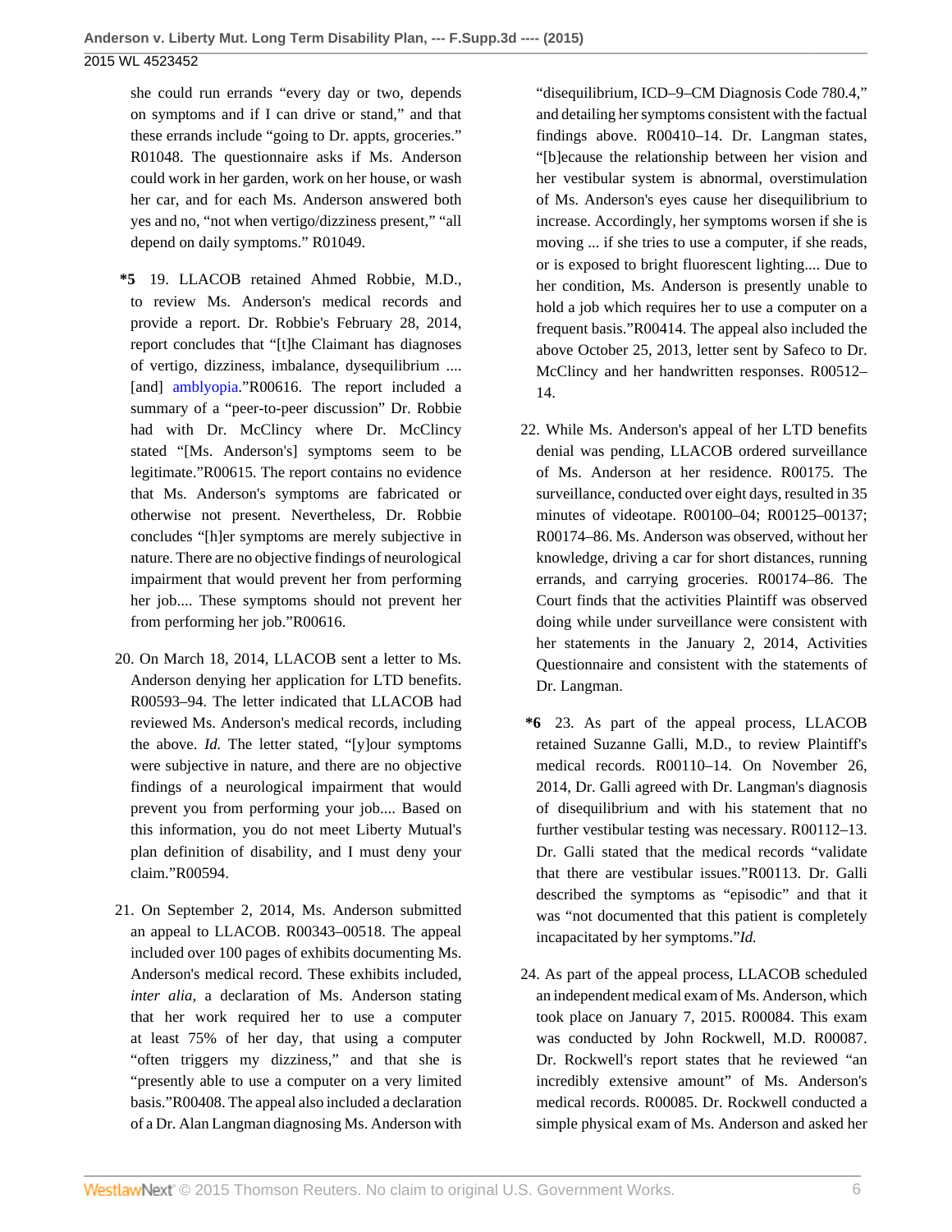she could run errands "every day or two, depends on symptoms and if I can drive or stand," and that these errands include "going to Dr. appts, groceries." R01048. The questionnaire asks if Ms. Anderson could work in her garden, work on her house, or wash her car, and for each Ms. Anderson answered both yes and no, "not when vertigo/dizziness present," "all depend on daily symptoms." R01049.

**\*5** 19. LLACOB retained Ahmed Robbie, M.D., to review Ms. Anderson's medical records and provide a report. Dr. Robbie's February 28, 2014, report concludes that "[t]he Claimant has diagnoses of vertigo, dizziness, imbalance, dysequilibrium .... [and] amblyopia."R00616. The report included a summary of a "peer-to-peer discussion" Dr. Robbie had with Dr. McClincy where Dr. McClincy stated "[Ms. Anderson's] symptoms seem to be legitimate."R00615. The report contains no evidence that Ms. Anderson's symptoms are fabricated or otherwise not present. Nevertheless, Dr. Robbie concludes "[h]er symptoms are merely subjective in nature. There are no objective findings of neurological impairment that would prevent her from performing her job.... These symptoms should not prevent her from performing her job."R00616.

20. On March 18, 2014, LLACOB sent a letter to Ms. Anderson denying her application for LTD benefits. R00593–94. The letter indicated that LLACOB had reviewed Ms. Anderson's medical records, including the above. *Id.* The letter stated, "[y]our symptoms were subjective in nature, and there are no objective findings of a neurological impairment that would prevent you from performing your job.... Based on this information, you do not meet Liberty Mutual's plan definition of disability, and I must deny your claim."R00594.

21. On September 2, 2014, Ms. Anderson submitted an appeal to LLACOB. R00343–00518. The appeal included over 100 pages of exhibits documenting Ms. Anderson's medical record. These exhibits included, *inter alia*, a declaration of Ms. Anderson stating that her work required her to use a computer at least 75% of her day, that using a computer "often triggers my dizziness," and that she is "presently able to use a computer on a very limited basis."R00408. The appeal also included a declaration of a Dr. Alan Langman diagnosing Ms. Anderson with "disequilibrium, ICD–9–CM Diagnosis Code 780.4," and detailing her symptoms consistent with the factual findings above. R00410–14. Dr. Langman states, "[b]ecause the relationship between her vision and her vestibular system is abnormal, overstimulation of Ms. Anderson's eyes cause her disequilibrium to increase. Accordingly, her symptoms worsen if she is moving ... if she tries to use a computer, if she reads, or is exposed to bright fluorescent lighting.... Due to her condition, Ms. Anderson is presently unable to hold a job which requires her to use a computer on a frequent basis."R00414. The appeal also included the above October 25, 2013, letter sent by Safeco to Dr. McClincy and her handwritten responses. R00512–14.

22. While Ms. Anderson's appeal of her LTD benefits denial was pending, LLACOB ordered surveillance of Ms. Anderson at her residence. R00175. The surveillance, conducted over eight days, resulted in 35 minutes of videotape. R00100–04; R00125–00137; R00174–86. Ms. Anderson was observed, without her knowledge, driving a car for short distances, running errands, and carrying groceries. R00174–86. The Court finds that the activities Plaintiff was observed doing while under surveillance were consistent with her statements in the January 2, 2014, Activities Questionnaire and consistent with the statements of Dr. Langman.

**\*6** 23. As part of the appeal process, LLACOB retained Suzanne Galli, M.D., to review Plaintiff's medical records. R00110–14. On November 26, 2014, Dr. Galli agreed with Dr. Langman's diagnosis of disequilibrium and with his statement that no further vestibular testing was necessary. R00112–13. Dr. Galli stated that the medical records "validate that there are vestibular issues."R00113. Dr. Galli described the symptoms as "episodic" and that it was "not documented that this patient is completely incapacitated by her symptoms."*Id.*

24. As part of the appeal process, LLACOB scheduled an independent medical exam of Ms. Anderson, which took place on January 7, 2015. R00084. This exam was conducted by John Rockwell, M.D. R00087. Dr. Rockwell's report states that he reviewed "an incredibly extensive amount" of Ms. Anderson's medical records. R00085. Dr. Rockwell conducted a simple physical exam of Ms. Anderson and asked her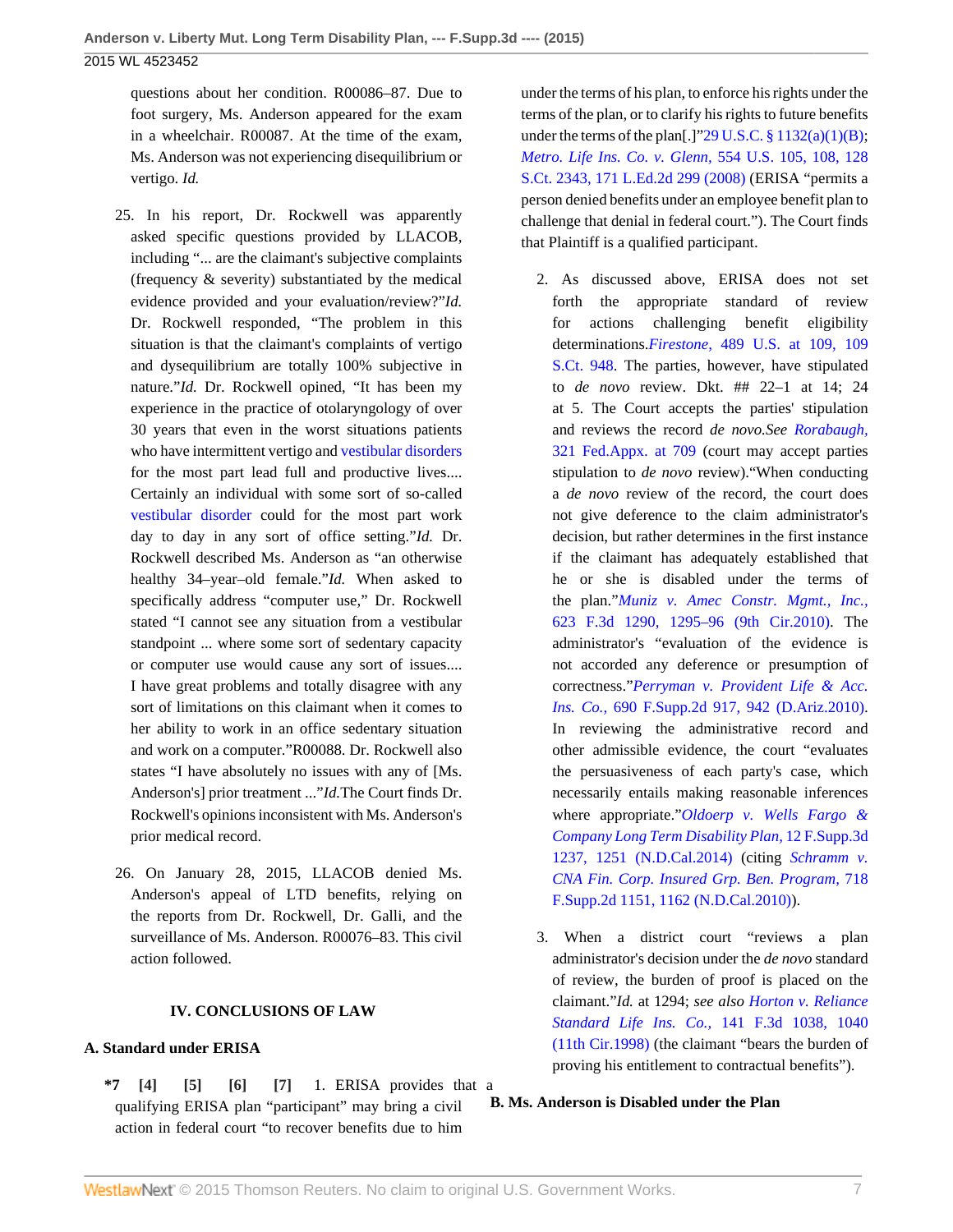questions about her condition. R00086–87. Due to foot surgery, Ms. Anderson appeared for the exam in a wheelchair. R00087. At the time of the exam, Ms. Anderson was not experiencing disequilibrium or vertigo. *Id.*

25. In his report, Dr. Rockwell was apparently asked specific questions provided by LLACOB, including "... are the claimant's subjective complaints (frequency & severity) substantiated by the medical evidence provided and your evaluation/review?"*Id.* Dr. Rockwell responded, "The problem in this situation is that the claimant's complaints of vertigo and dysequilibrium are totally 100% subjective in nature."*Id.* Dr. Rockwell opined, "It has been my experience in the practice of otolaryngology of over 30 years that even in the worst situations patients who have intermittent vertigo and vestibular disorders for the most part lead full and productive lives.... Certainly an individual with some sort of so-called vestibular disorder could for the most part work day to day in any sort of office setting."*Id.* Dr. Rockwell described Ms. Anderson as "an otherwise healthy 34–year–old female."*Id.* When asked to specifically address "computer use," Dr. Rockwell stated "I cannot see any situation from a vestibular standpoint ... where some sort of sedentary capacity or computer use would cause any sort of issues.... I have great problems and totally disagree with any sort of limitations on this claimant when it comes to her ability to work in an office sedentary situation and work on a computer."R00088. Dr. Rockwell also states "I have absolutely no issues with any of [Ms. Anderson's] prior treatment ..."*Id.*The Court finds Dr. Rockwell's opinions inconsistent with Ms. Anderson's prior medical record.

26. On January 28, 2015, LLACOB denied Ms. Anderson's appeal of LTD benefits, relying on the reports from Dr. Rockwell, Dr. Galli, and the surveillance of Ms. Anderson. R00076–83. This civil action followed.

## IV. CONCLUSIONS OF LAW

### A. Standard under ERISA

**\*7 [4] [5] [6] [7]** 1. ERISA provides that a qualifying ERISA plan "participant" may bring a civil action in federal court "to recover benefits due to him under the terms of his plan, to enforce his rights under the terms of the plan, or to clarify his rights to future benefits under the terms of the plan[.]"29 U.S.C. § 1132(a)(1)(B); *Metro. Life Ins. Co. v. Glenn,* 554 U.S. 105, 108, 128 S.Ct. 2343, 171 L.Ed.2d 299 (2008) (ERISA "permits a person denied benefits under an employee benefit plan to challenge that denial in federal court."). The Court finds that Plaintiff is a qualified participant.

2. As discussed above, ERISA does not set forth the appropriate standard of review for actions challenging benefit eligibility determinations.*Firestone,* 489 U.S. at 109, 109 S.Ct. 948. The parties, however, have stipulated to *de novo* review. Dkt. ## 22–1 at 14; 24 at 5. The Court accepts the parties' stipulation and reviews the record *de novo.See Rorabaugh,* 321 Fed.Appx. at 709 (court may accept parties stipulation to *de novo* review)."When conducting a *de novo* review of the record, the court does not give deference to the claim administrator's decision, but rather determines in the first instance if the claimant has adequately established that he or she is disabled under the terms of the plan."*Muniz v. Amec Constr. Mgmt., Inc.,* 623 F.3d 1290, 1295–96 (9th Cir.2010). The administrator's "evaluation of the evidence is not accorded any deference or presumption of correctness."*Perryman v. Provident Life & Acc. Ins. Co.,* 690 F.Supp.2d 917, 942 (D.Ariz.2010). In reviewing the administrative record and other admissible evidence, the court "evaluates the persuasiveness of each party's case, which necessarily entails making reasonable inferences where appropriate."*Oldoerp v. Wells Fargo & Company Long Term Disability Plan,* 12 F.Supp.3d 1237, 1251 (N.D.Cal.2014) (citing *Schramm v. CNA Fin. Corp. Insured Grp. Ben. Program,* 718 F.Supp.2d 1151, 1162 (N.D.Cal.2010)).

3. When a district court "reviews a plan administrator's decision under the *de novo* standard of review, the burden of proof is placed on the claimant."*Id.* at 1294; *see also* *Horton v. Reliance Standard Life Ins. Co.,* 141 F.3d 1038, 1040 (11th Cir.1998) (the claimant "bears the burden of proving his entitlement to contractual benefits").

### B. Ms. Anderson is Disabled under the Plan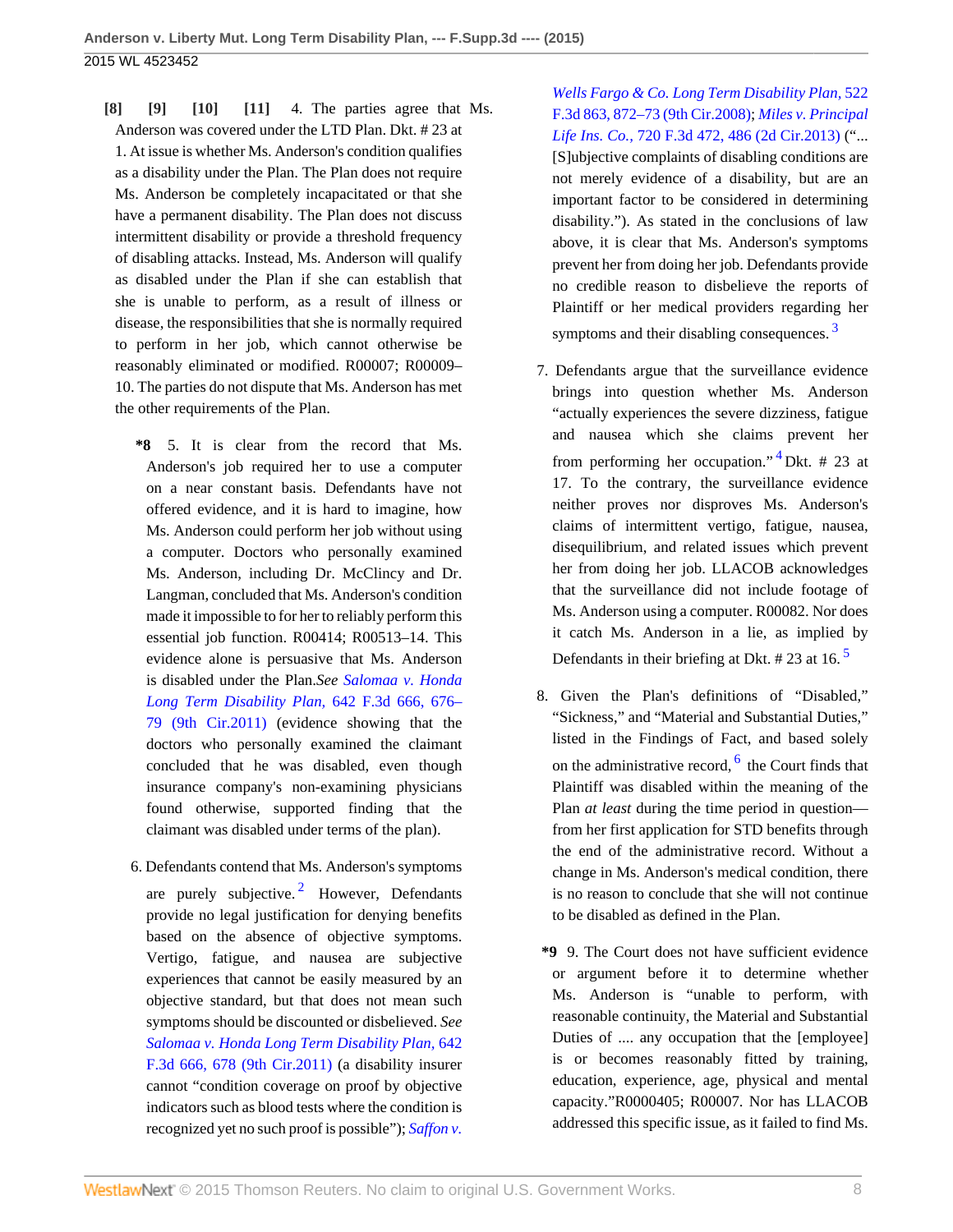**[8]** **[9]** **[10]** **[11]** 4. The parties agree that Ms. Anderson was covered under the LTD Plan. Dkt. # 23 at 1. At issue is whether Ms. Anderson's condition qualifies as a disability under the Plan. The Plan does not require Ms. Anderson be completely incapacitated or that she have a permanent disability. The Plan does not discuss intermittent disability or provide a threshold frequency of disabling attacks. Instead, Ms. Anderson will qualify as disabled under the Plan if she can establish that she is unable to perform, as a result of illness or disease, the responsibilities that she is normally required to perform in her job, which cannot otherwise be reasonably eliminated or modified. R00007; R00009–10. The parties do not dispute that Ms. Anderson has met the other requirements of the Plan.

**\*8** 5. It is clear from the record that Ms. Anderson's job required her to use a computer on a near constant basis. Defendants have not offered evidence, and it is hard to imagine, how Ms. Anderson could perform her job without using a computer. Doctors who personally examined Ms. Anderson, including Dr. McClincy and Dr. Langman, concluded that Ms. Anderson's condition made it impossible to for her to reliably perform this essential job function. R00414; R00513–14. This evidence alone is persuasive that Ms. Anderson is disabled under the Plan. *See Salomaa v. Honda Long Term Disability Plan,* 642 F.3d 666, 676–79 (9th Cir.2011) (evidence showing that the doctors who personally examined the claimant concluded that he was disabled, even though insurance company's non-examining physicians found otherwise, supported finding that the claimant was disabled under terms of the plan).

6. Defendants contend that Ms. Anderson's symptoms are purely subjective.[2] However, Defendants provide no legal justification for denying benefits based on the absence of objective symptoms. Vertigo, fatigue, and nausea are subjective experiences that cannot be easily measured by an objective standard, but that does not mean such symptoms should be discounted or disbelieved. *See Salomaa v. Honda Long Term Disability Plan,* 642 F.3d 666, 678 (9th Cir.2011) (a disability insurer cannot "condition coverage on proof by objective indicators such as blood tests where the condition is recognized yet no such proof is possible"); *Saffon v. Wells Fargo & Co. Long Term Disability Plan,* 522 F.3d 863, 872–73 (9th Cir.2008); *Miles v. Principal Life Ins. Co.,* 720 F.3d 472, 486 (2d Cir.2013) ("... [S]ubjective complaints of disabling conditions are not merely evidence of a disability, but are an important factor to be considered in determining disability."). As stated in the conclusions of law above, it is clear that Ms. Anderson's symptoms prevent her from doing her job. Defendants provide no credible reason to disbelieve the reports of Plaintiff or her medical providers regarding her symptoms and their disabling consequences.[3]

7. Defendants argue that the surveillance evidence brings into question whether Ms. Anderson "actually experiences the severe dizziness, fatigue and nausea which she claims prevent her from performing her occupation."[4] Dkt. # 23 at 17. To the contrary, the surveillance evidence neither proves nor disproves Ms. Anderson's claims of intermittent vertigo, fatigue, nausea, disequilibrium, and related issues which prevent her from doing her job. LLACOB acknowledges that the surveillance did not include footage of Ms. Anderson using a computer. R00082. Nor does it catch Ms. Anderson in a lie, as implied by Defendants in their briefing at Dkt. # 23 at 16.[5]

8. Given the Plan's definitions of "Disabled," "Sickness," and "Material and Substantial Duties," listed in the Findings of Fact, and based solely on the administrative record,[6] the Court finds that Plaintiff was disabled within the meaning of the Plan *at least* during the time period in question—from her first application for STD benefits through the end of the administrative record. Without a change in Ms. Anderson's medical condition, there is no reason to conclude that she will not continue to be disabled as defined in the Plan.

**\*9** 9. The Court does not have sufficient evidence or argument before it to determine whether Ms. Anderson is "unable to perform, with reasonable continuity, the Material and Substantial Duties of .... any occupation that the [employee] is or becomes reasonably fitted by training, education, experience, age, physical and mental capacity."R0000405; R00007. Nor has LLACOB addressed this specific issue, as it failed to find Ms.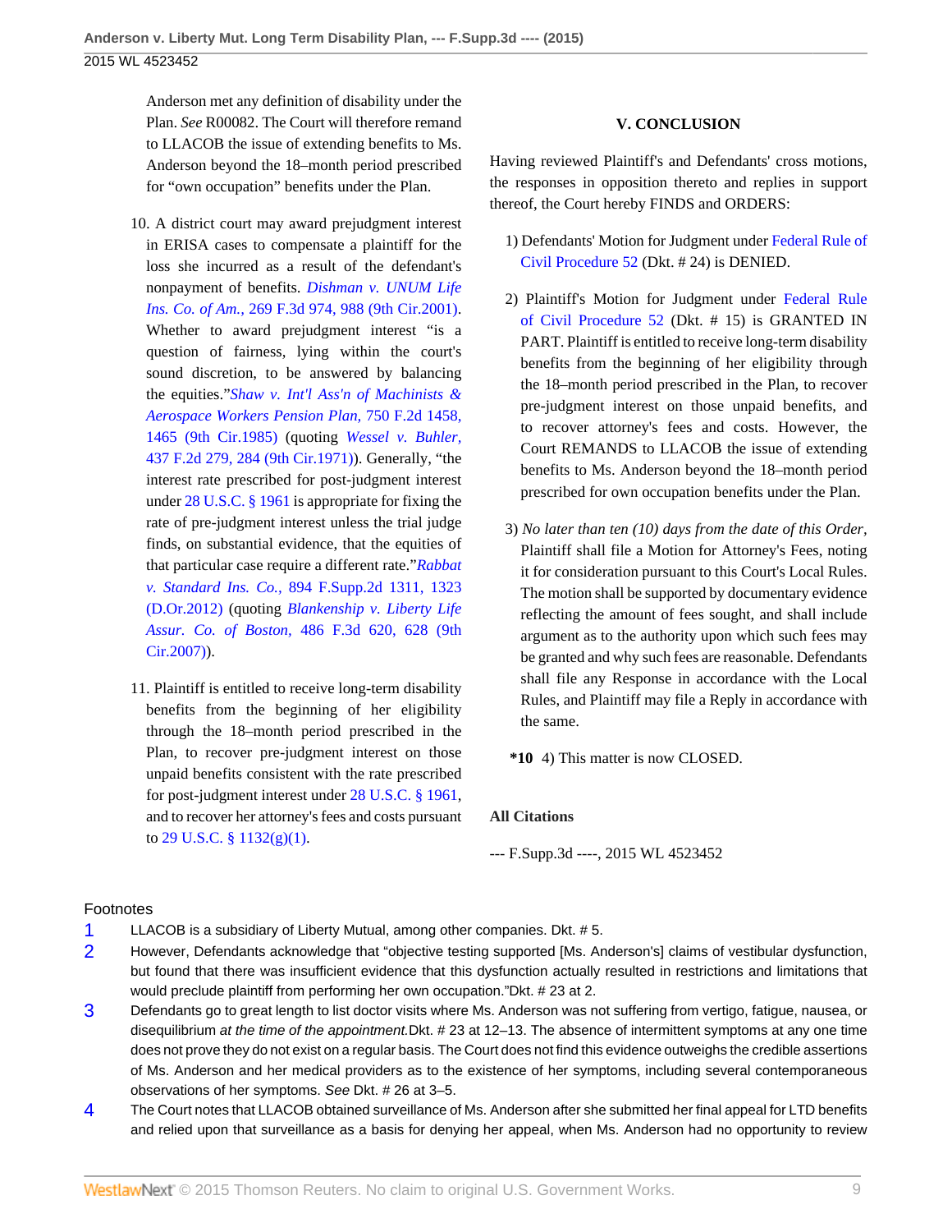Anderson met any definition of disability under the Plan. *See* R00082. The Court will therefore remand to LLACOB the issue of extending benefits to Ms. Anderson beyond the 18–month period prescribed for "own occupation" benefits under the Plan.

10. A district court may award prejudgment interest in ERISA cases to compensate a plaintiff for the loss she incurred as a result of the defendant's nonpayment of benefits. *Dishman v. UNUM Life Ins. Co. of Am.,* 269 F.3d 974, 988 (9th Cir.2001). Whether to award prejudgment interest "is a question of fairness, lying within the court's sound discretion, to be answered by balancing the equities."*Shaw v. Int'l Ass'n of Machinists & Aerospace Workers Pension Plan,* 750 F.2d 1458, 1465 (9th Cir.1985) (quoting *Wessel v. Buhler,* 437 F.2d 279, 284 (9th Cir.1971)). Generally, "the interest rate prescribed for post-judgment interest under 28 U.S.C. § 1961 is appropriate for fixing the rate of pre-judgment interest unless the trial judge finds, on substantial evidence, that the equities of that particular case require a different rate."*Rabbat v. Standard Ins. Co.,* 894 F.Supp.2d 1311, 1323 (D.Or.2012) (quoting *Blankenship v. Liberty Life Assur. Co. of Boston,* 486 F.3d 620, 628 (9th Cir.2007)).

11. Plaintiff is entitled to receive long-term disability benefits from the beginning of her eligibility through the 18–month period prescribed in the Plan, to recover pre-judgment interest on those unpaid benefits consistent with the rate prescribed for post-judgment interest under 28 U.S.C. § 1961, and to recover her attorney's fees and costs pursuant to 29 U.S.C. § 1132(g)(1).

## V. CONCLUSION

Having reviewed Plaintiff's and Defendants' cross motions, the responses in opposition thereto and replies in support thereof, the Court hereby FINDS and ORDERS:

1) Defendants' Motion for Judgment under Federal Rule of Civil Procedure 52 (Dkt. # 24) is DENIED.

2) Plaintiff's Motion for Judgment under Federal Rule of Civil Procedure 52 (Dkt. # 15) is GRANTED IN PART. Plaintiff is entitled to receive long-term disability benefits from the beginning of her eligibility through the 18–month period prescribed in the Plan, to recover pre-judgment interest on those unpaid benefits, and to recover attorney's fees and costs. However, the Court REMANDS to LLACOB the issue of extending benefits to Ms. Anderson beyond the 18–month period prescribed for own occupation benefits under the Plan.

3) *No later than ten (10) days from the date of this Order,* Plaintiff shall file a Motion for Attorney's Fees, noting it for consideration pursuant to this Court's Local Rules. The motion shall be supported by documentary evidence reflecting the amount of fees sought, and shall include argument as to the authority upon which such fees may be granted and why such fees are reasonable. Defendants shall file any Response in accordance with the Local Rules, and Plaintiff may file a Reply in accordance with the same.

**\*10** 4) This matter is now CLOSED.

**All Citations**

--- F.Supp.3d ----, 2015 WL 4523452

## Footnotes

1 LLACOB is a subsidiary of Liberty Mutual, among other companies. Dkt. # 5.

2 However, Defendants acknowledge that "objective testing supported [Ms. Anderson's] claims of vestibular dysfunction, but found that there was insufficient evidence that this dysfunction actually resulted in restrictions and limitations that would preclude plaintiff from performing her own occupation."Dkt. # 23 at 2.

3 Defendants go to great length to list doctor visits where Ms. Anderson was not suffering from vertigo, fatigue, nausea, or disequilibrium *at the time of the appointment.*Dkt. # 23 at 12–13. The absence of intermittent symptoms at any one time does not prove they do not exist on a regular basis. The Court does not find this evidence outweighs the credible assertions of Ms. Anderson and her medical providers as to the existence of her symptoms, including several contemporaneous observations of her symptoms. *See* Dkt. # 26 at 3–5.

4 The Court notes that LLACOB obtained surveillance of Ms. Anderson after she submitted her final appeal for LTD benefits and relied upon that surveillance as a basis for denying her appeal, when Ms. Anderson had no opportunity to review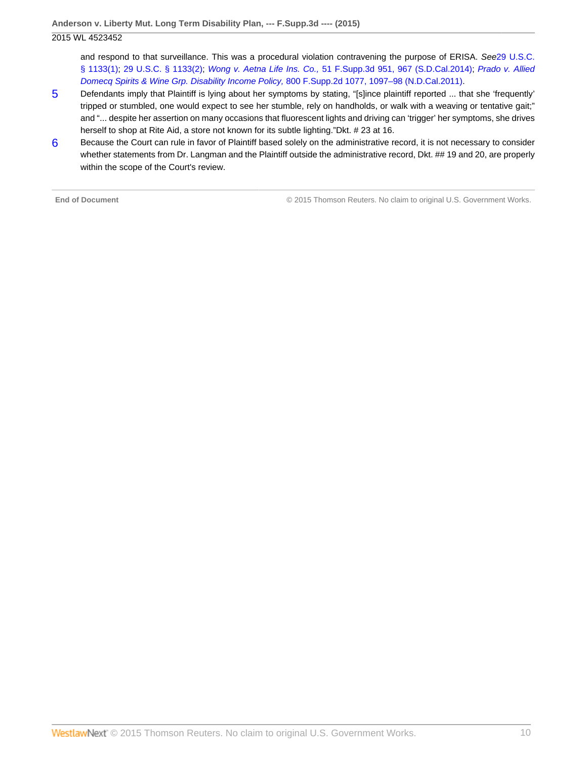and respond to that surveillance. This was a procedural violation contravening the purpose of ERISA. *See* 29 U.S.C. § 1133(1); 29 U.S.C. § 1133(2); *Wong v. Aetna Life Ins. Co.,* 51 F.Supp.3d 951, 967 (S.D.Cal.2014); *Prado v. Allied Domecq Spirits & Wine Grp. Disability Income Policy,* 800 F.Supp.2d 1077, 1097–98 (N.D.Cal.2011).

5 Defendants imply that Plaintiff is lying about her symptoms by stating, "[s]ince plaintiff reported ... that she 'frequently' tripped or stumbled, one would expect to see her stumble, rely on handholds, or walk with a weaving or tentative gait;" and "... despite her assertion on many occasions that fluorescent lights and driving can 'trigger' her symptoms, she drives herself to shop at Rite Aid, a store not known for its subtle lighting."Dkt. # 23 at 16.

6 Because the Court can rule in favor of Plaintiff based solely on the administrative record, it is not necessary to consider whether statements from Dr. Langman and the Plaintiff outside the administrative record, Dkt. ## 19 and 20, are properly within the scope of the Court's review.

**End of Document** © 2015 Thomson Reuters. No claim to original U.S. Government Works.